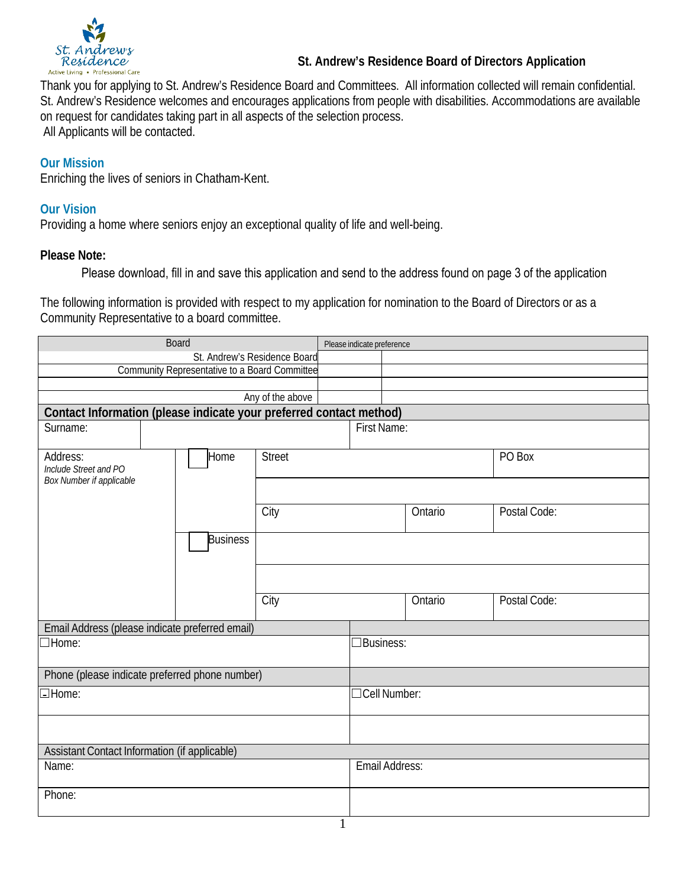St. Andrew's Residence
Active Living • Professional Care

## St. Andrew's Residence Board of Directors Application

Thank you for applying to St. Andrew's Residence Board and Committees. All information collected will remain confidential. St. Andrew's Residence welcomes and encourages applications from people with disabilities. Accommodations are available on request for candidates taking part in all aspects of the selection process.
All Applicants will be contacted.

### Our Mission

Enriching the lives of seniors in Chatham-Kent.

### Our Vision

Providing a home where seniors enjoy an exceptional quality of life and well-being.

**Please Note:**

Please download, fill in and save this application and send to the address found on page 3 of the application

The following information is provided with respect to my application for nomination to the Board of Directors or as a Community Representative to a board committee.

| Board | Please indicate preference | |
|---|---|---|
| St. Andrew's Residence Board | | |
| Community Representative to a Board Committee | | |
| | | |
| Any of the above | | |

**Contact Information (please indicate your preferred contact method)**

| | | | | | |
|---|---|---|---|---|---|
| Surname: | | | First Name: | | |
| Address: *Include Street and PO Box Number if applicable* | ☐ Home | Street | | | PO Box |
| | | | | | |
| | | City | | Ontario | Postal Code: |
| | ☐ Business | | | | |
| | | | | | |
| | | City | | Ontario | Postal Code: |

| Email Address (please indicate preferred email) | |
|---|---|
| ☐ Home: | ☐ Business: |

| Phone (please indicate preferred phone number) | |
|---|---|
| ☐ Home: | ☐ Cell Number: |
| | |

| Assistant Contact Information (if applicable) | |
|---|---|
| Name: | Email Address: |
| Phone: | |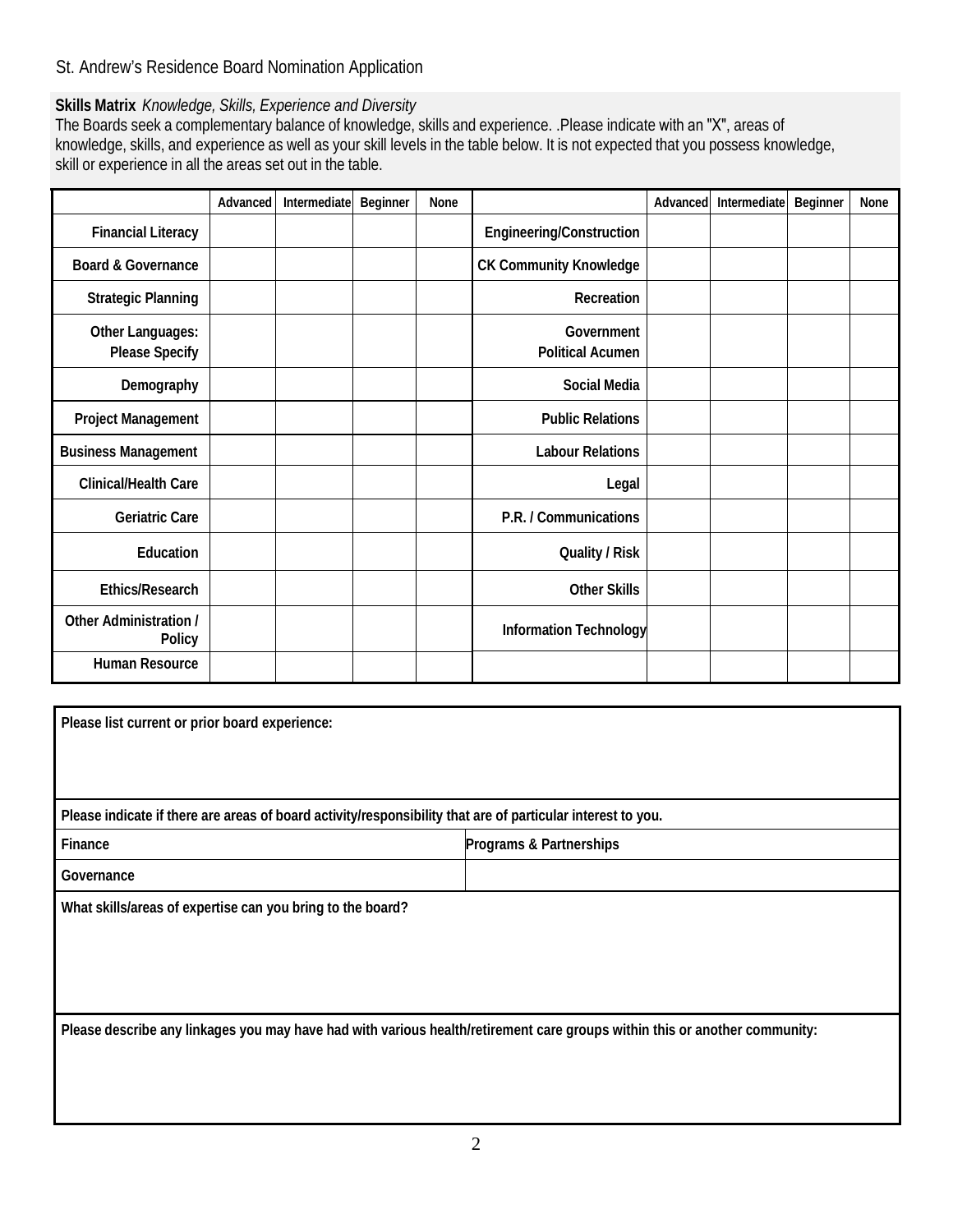St. Andrew's Residence Board Nomination Application

**Skills Matrix** *Knowledge, Skills, Experience and Diversity*
The Boards seek a complementary balance of knowledge, skills and experience. .Please indicate with an "X", areas of knowledge, skills, and experience as well as your skill levels in the table below. It is not expected that you possess knowledge, skill or experience in all the areas set out in the table.

| | Advanced | Intermediate | Beginner | None | | Advanced | Intermediate | Beginner | None |
|---|---|---|---|---|---|---|---|---|---|
| **Financial Literacy** | | | | | **Engineering/Construction** | | | | |
| **Board & Governance** | | | | | **CK Community Knowledge** | | | | |
| **Strategic Planning** | | | | | **Recreation** | | | | |
| **Other Languages: Please Specify** | | | | | **Government Political Acumen** | | | | |
| **Demography** | | | | | **Social Media** | | | | |
| **Project Management** | | | | | **Public Relations** | | | | |
| **Business Management** | | | | | **Labour Relations** | | | | |
| **Clinical/Health Care** | | | | | **Legal** | | | | |
| **Geriatric Care** | | | | | **P.R. / Communications** | | | | |
| **Education** | | | | | **Quality / Risk** | | | | |
| **Ethics/Research** | | | | | **Other Skills** | | | | |
| **Other Administration / Policy** | | | | | **Information Technology** | | | | |
| **Human Resource** | | | | | | | | | |

**Please list current or prior board experience:**

**Please indicate if there are areas of board activity/responsibility that are of particular interest to you.**

| | |
|---|---|
| **Finance** | **Programs & Partnerships** |
| **Governance** | |

**What skills/areas of expertise can you bring to the board?**

**Please describe any linkages you may have had with various health/retirement care groups within this or another community:**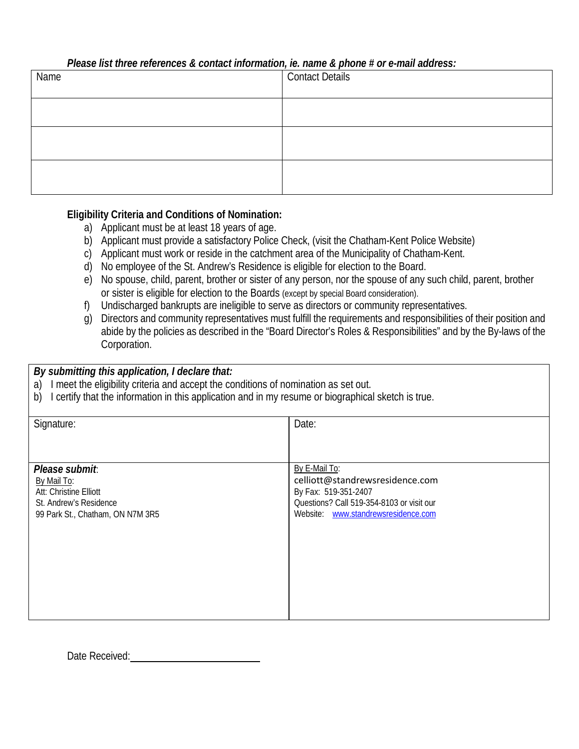***Please list three references & contact information, ie. name & phone # or e-mail address:***

| Name | Contact Details |
|---|---|
| | |
| | |
| | |

**Eligibility Criteria and Conditions of Nomination:**

a) Applicant must be at least 18 years of age.
b) Applicant must provide a satisfactory Police Check, (visit the Chatham-Kent Police Website)
c) Applicant must work or reside in the catchment area of the Municipality of Chatham-Kent.
d) No employee of the St. Andrew's Residence is eligible for election to the Board.
e) No spouse, child, parent, brother or sister of any person, nor the spouse of any such child, parent, brother or sister is eligible for election to the Boards (except by special Board consideration).
f) Undischarged bankrupts are ineligible to serve as directors or community representatives.
g) Directors and community representatives must fulfill the requirements and responsibilities of their position and abide by the policies as described in the "Board Director's Roles & Responsibilities" and by the By-laws of the Corporation.

***By submitting this application, I declare that:***

a) I meet the eligibility criteria and accept the conditions of nomination as set out.
b) I certify that the information in this application and in my resume or biographical sketch is true.

| Signature: | Date: |
|---|---|
| ***Please submit***:<br>By Mail To:<br>Att: Christine Elliott<br>St. Andrew's Residence<br>99 Park St., Chatham, ON N7M 3R5 | By E-Mail To:<br>celliott@standrewsresidence.com<br>By Fax: 519-351-2407<br>Questions? Call 519-354-8103 or visit our<br>Website: www.standrewsresidence.com |

Date Received:\_\_\_\_\_\_\_\_\_\_\_\_\_\_\_\_\_\_\_\_